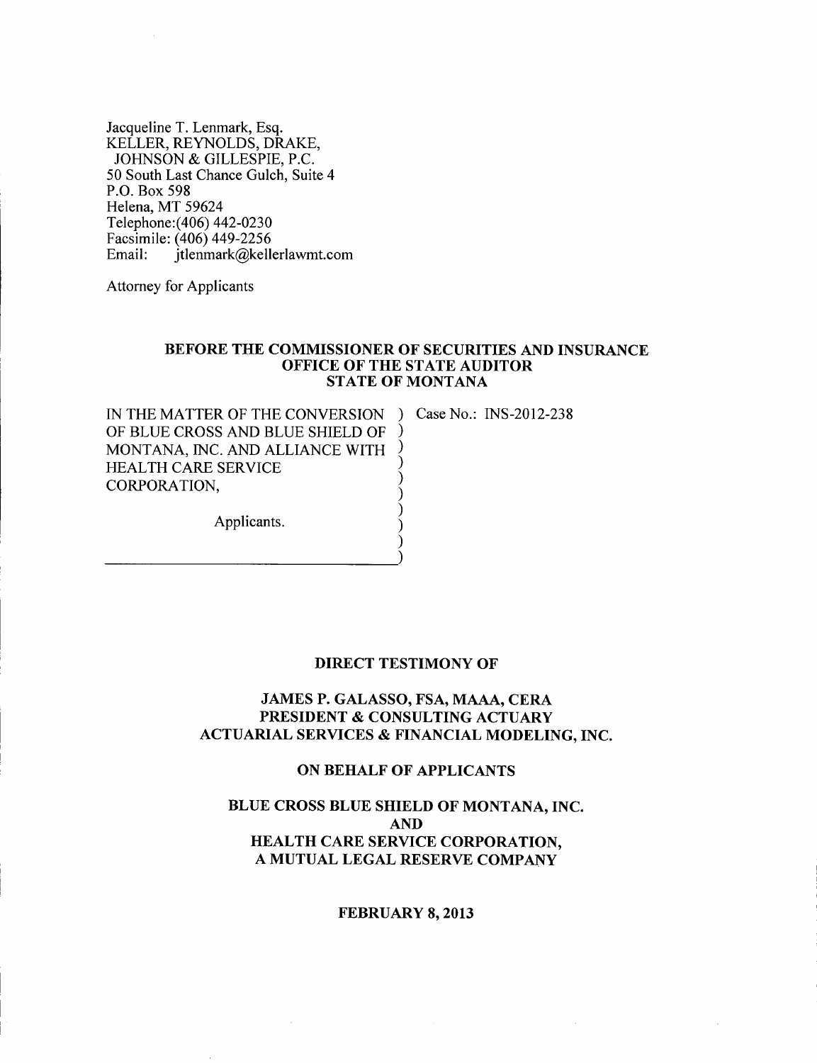Jacqueline T. Lenmark, Esq.
KELLER, REYNOLDS, DRAKE,
JOHNSON & GILLESPIE, P.C.
50 South Last Chance Gulch, Suite 4
P.O. Box 598
Helena, MT 59624
Telephone:(406) 442-0230
Facsimile: (406) 449-2256
Email: jtlenmark@kellerlawmt.com

Attorney for Applicants

**BEFORE THE COMMISSIONER OF SECURITIES AND INSURANCE**
**OFFICE OF THE STATE AUDITOR**
**STATE OF MONTANA**

IN THE MATTER OF THE CONVERSION OF BLUE CROSS AND BLUE SHIELD OF MONTANA, INC. AND ALLIANCE WITH HEALTH CARE SERVICE CORPORATION,

Applicants.

Case No.: INS-2012-238

**DIRECT TESTIMONY OF**

**JAMES P. GALASSO, FSA, MAAA, CERA**
**PRESIDENT & CONSULTING ACTUARY**
**ACTUARIAL SERVICES & FINANCIAL MODELING, INC.**

**ON BEHALF OF APPLICANTS**

**BLUE CROSS BLUE SHIELD OF MONTANA, INC.**
**AND**
**HEALTH CARE SERVICE CORPORATION,**
**A MUTUAL LEGAL RESERVE COMPANY**

**FEBRUARY 8, 2013**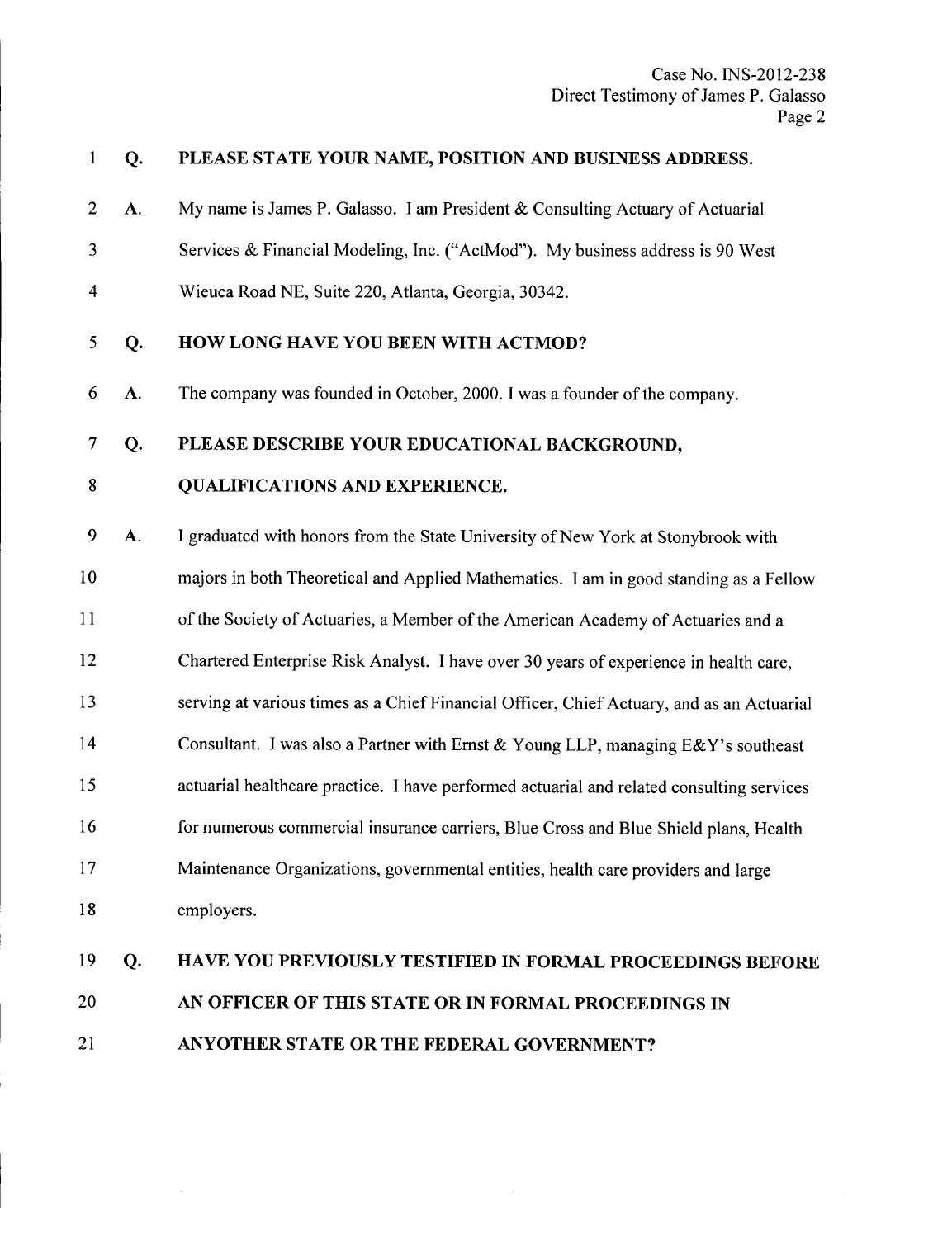**Q. PLEASE STATE YOUR NAME, POSITION AND BUSINESS ADDRESS.**

A. My name is James P. Galasso. I am President & Consulting Actuary of Actuarial Services & Financial Modeling, Inc. ("ActMod"). My business address is 90 West Wieuca Road NE, Suite 220, Atlanta, Georgia, 30342.

**Q. HOW LONG HAVE YOU BEEN WITH ACTMOD?**

A. The company was founded in October, 2000. I was a founder of the company.

**Q. PLEASE DESCRIBE YOUR EDUCATIONAL BACKGROUND, QUALIFICATIONS AND EXPERIENCE.**

A. I graduated with honors from the State University of New York at Stonybrook with majors in both Theoretical and Applied Mathematics. I am in good standing as a Fellow of the Society of Actuaries, a Member of the American Academy of Actuaries and a Chartered Enterprise Risk Analyst. I have over 30 years of experience in health care, serving at various times as a Chief Financial Officer, Chief Actuary, and as an Actuarial Consultant. I was also a Partner with Ernst & Young LLP, managing E&Y's southeast actuarial healthcare practice. I have performed actuarial and related consulting services for numerous commercial insurance carriers, Blue Cross and Blue Shield plans, Health Maintenance Organizations, governmental entities, health care providers and large employers.

**Q. HAVE YOU PREVIOUSLY TESTIFIED IN FORMAL PROCEEDINGS BEFORE AN OFFICER OF THIS STATE OR IN FORMAL PROCEEDINGS IN ANYOTHER STATE OR THE FEDERAL GOVERNMENT?**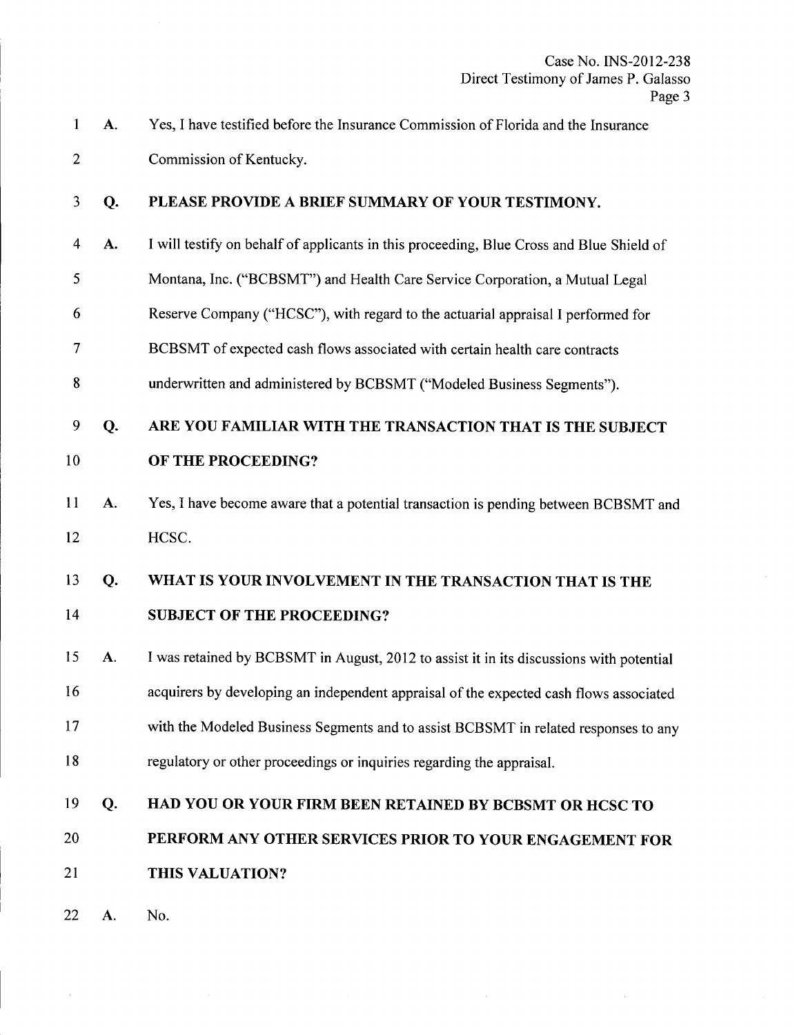A. Yes, I have testified before the Insurance Commission of Florida and the Insurance Commission of Kentucky.

**Q. PLEASE PROVIDE A BRIEF SUMMARY OF YOUR TESTIMONY.**

A. I will testify on behalf of applicants in this proceeding, Blue Cross and Blue Shield of Montana, Inc. ("BCBSMT") and Health Care Service Corporation, a Mutual Legal Reserve Company ("HCSC"), with regard to the actuarial appraisal I performed for BCBSMT of expected cash flows associated with certain health care contracts underwritten and administered by BCBSMT ("Modeled Business Segments").

**Q. ARE YOU FAMILIAR WITH THE TRANSACTION THAT IS THE SUBJECT OF THE PROCEEDING?**

A. Yes, I have become aware that a potential transaction is pending between BCBSMT and HCSC.

**Q. WHAT IS YOUR INVOLVEMENT IN THE TRANSACTION THAT IS THE SUBJECT OF THE PROCEEDING?**

A. I was retained by BCBSMT in August, 2012 to assist it in its discussions with potential acquirers by developing an independent appraisal of the expected cash flows associated with the Modeled Business Segments and to assist BCBSMT in related responses to any regulatory or other proceedings or inquiries regarding the appraisal.

**Q. HAD YOU OR YOUR FIRM BEEN RETAINED BY BCBSMT OR HCSC TO PERFORM ANY OTHER SERVICES PRIOR TO YOUR ENGAGEMENT FOR THIS VALUATION?**

A. No.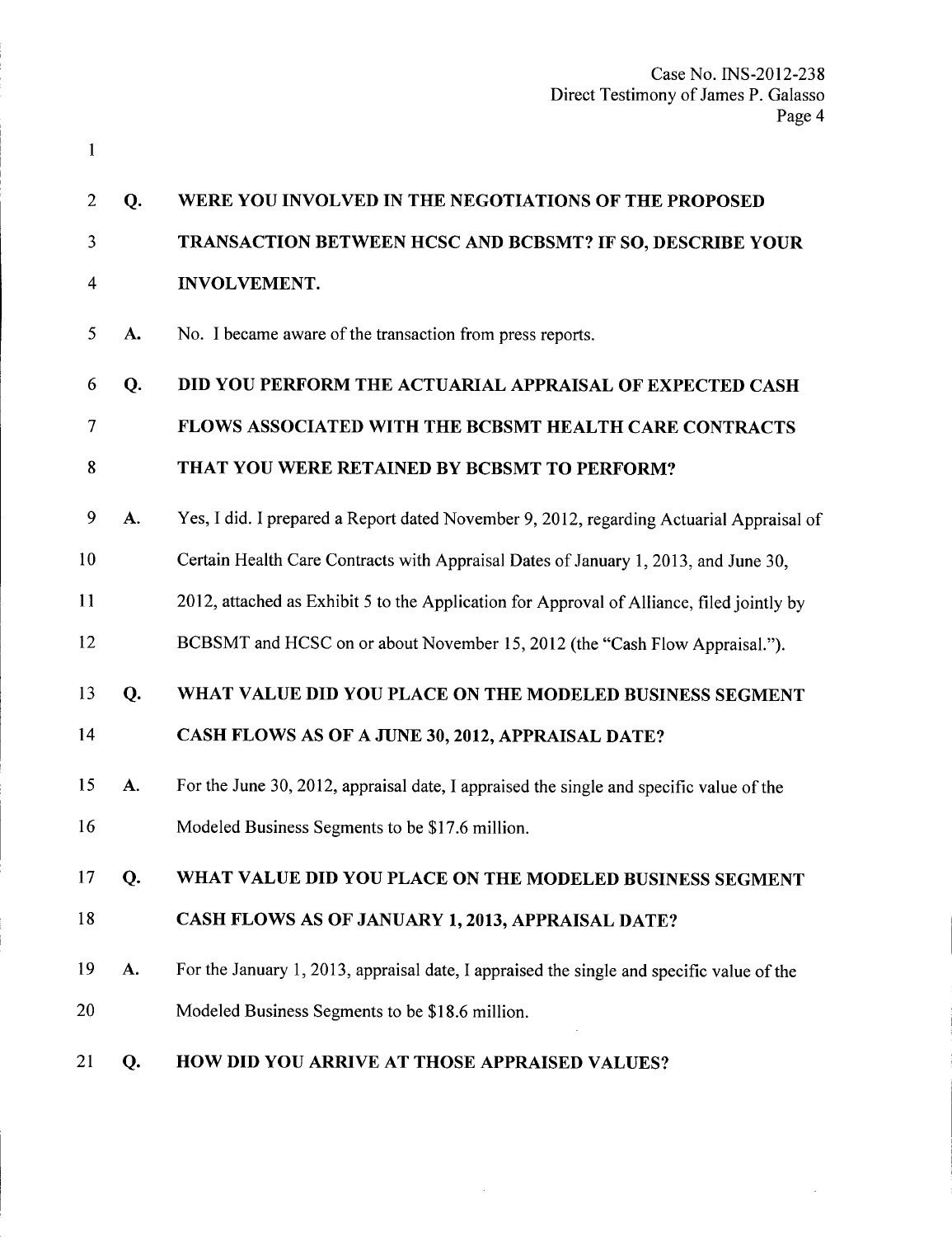**Q. WERE YOU INVOLVED IN THE NEGOTIATIONS OF THE PROPOSED TRANSACTION BETWEEN HCSC AND BCBSMT? IF SO, DESCRIBE YOUR INVOLVEMENT.**

A. No. I became aware of the transaction from press reports.

**Q. DID YOU PERFORM THE ACTUARIAL APPRAISAL OF EXPECTED CASH FLOWS ASSOCIATED WITH THE BCBSMT HEALTH CARE CONTRACTS THAT YOU WERE RETAINED BY BCBSMT TO PERFORM?**

A. Yes, I did. I prepared a Report dated November 9, 2012, regarding Actuarial Appraisal of Certain Health Care Contracts with Appraisal Dates of January 1, 2013, and June 30, 2012, attached as Exhibit 5 to the Application for Approval of Alliance, filed jointly by BCBSMT and HCSC on or about November 15, 2012 (the "Cash Flow Appraisal.").

**Q. WHAT VALUE DID YOU PLACE ON THE MODELED BUSINESS SEGMENT CASH FLOWS AS OF A JUNE 30, 2012, APPRAISAL DATE?**

A. For the June 30, 2012, appraisal date, I appraised the single and specific value of the Modeled Business Segments to be $17.6 million.

**Q. WHAT VALUE DID YOU PLACE ON THE MODELED BUSINESS SEGMENT CASH FLOWS AS OF JANUARY 1, 2013, APPRAISAL DATE?**

A. For the January 1, 2013, appraisal date, I appraised the single and specific value of the Modeled Business Segments to be $18.6 million.

**Q. HOW DID YOU ARRIVE AT THOSE APPRAISED VALUES?**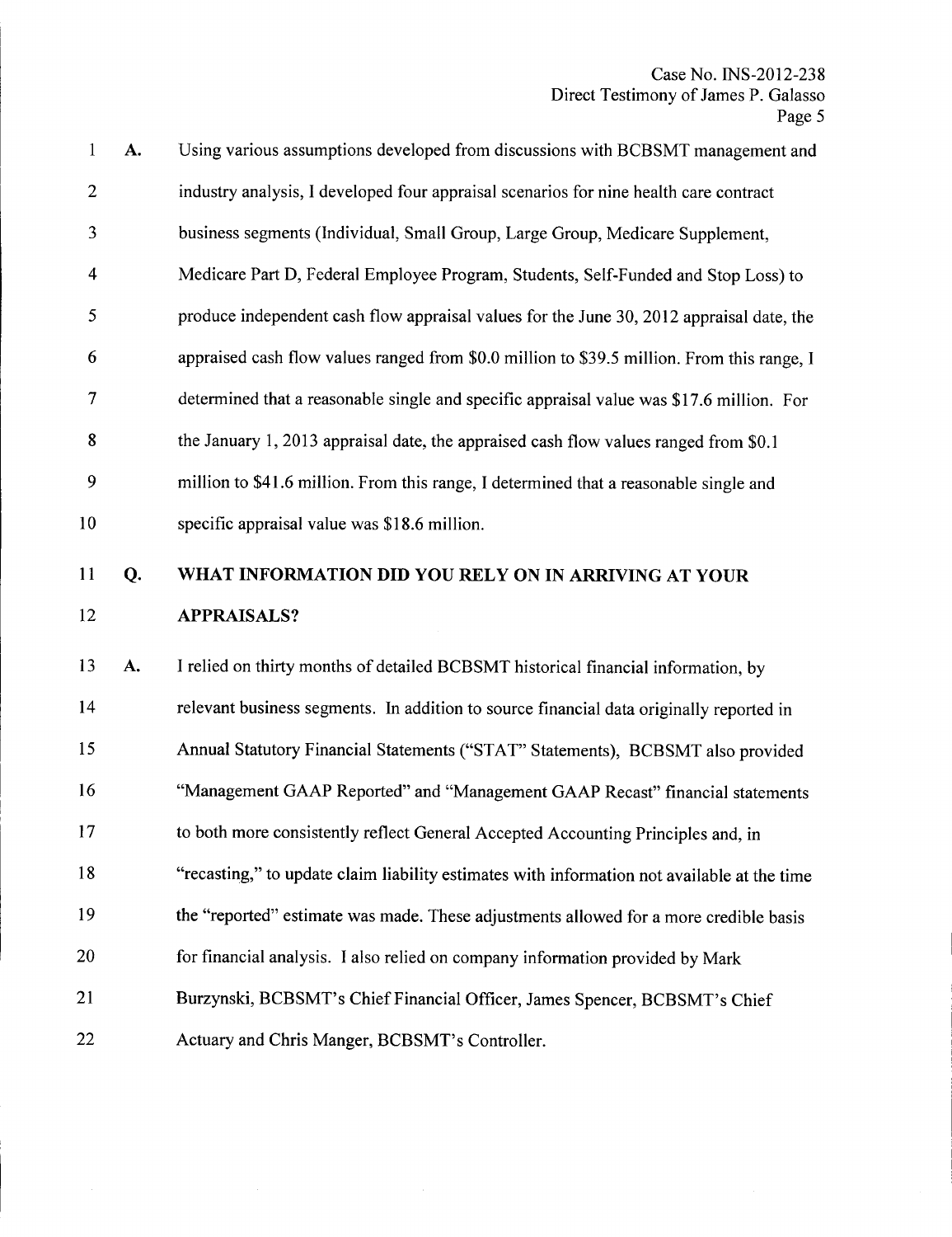A. Using various assumptions developed from discussions with BCBSMT management and industry analysis, I developed four appraisal scenarios for nine health care contract business segments (Individual, Small Group, Large Group, Medicare Supplement, Medicare Part D, Federal Employee Program, Students, Self-Funded and Stop Loss) to produce independent cash flow appraisal values for the June 30, 2012 appraisal date, the appraised cash flow values ranged from $0.0 million to $39.5 million. From this range, I determined that a reasonable single and specific appraisal value was $17.6 million. For the January 1, 2013 appraisal date, the appraised cash flow values ranged from $0.1 million to $41.6 million. From this range, I determined that a reasonable single and specific appraisal value was $18.6 million.

**Q. WHAT INFORMATION DID YOU RELY ON IN ARRIVING AT YOUR APPRAISALS?**

A. I relied on thirty months of detailed BCBSMT historical financial information, by relevant business segments. In addition to source financial data originally reported in Annual Statutory Financial Statements ("STAT" Statements), BCBSMT also provided "Management GAAP Reported" and "Management GAAP Recast" financial statements to both more consistently reflect General Accepted Accounting Principles and, in "recasting," to update claim liability estimates with information not available at the time the "reported" estimate was made. These adjustments allowed for a more credible basis for financial analysis. I also relied on company information provided by Mark Burzynski, BCBSMT's Chief Financial Officer, James Spencer, BCBSMT's Chief Actuary and Chris Manger, BCBSMT's Controller.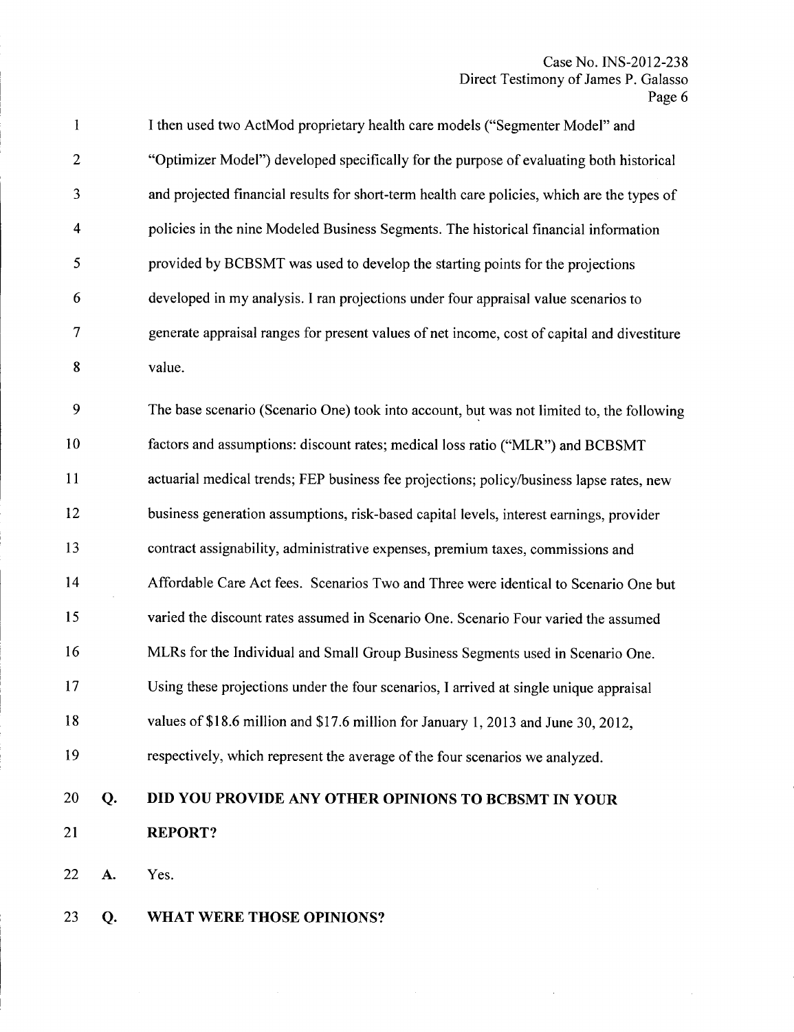I then used two ActMod proprietary health care models ("Segmenter Model" and "Optimizer Model") developed specifically for the purpose of evaluating both historical and projected financial results for short-term health care policies, which are the types of policies in the nine Modeled Business Segments. The historical financial information provided by BCBSMT was used to develop the starting points for the projections developed in my analysis. I ran projections under four appraisal value scenarios to generate appraisal ranges for present values of net income, cost of capital and divestiture value.

The base scenario (Scenario One) took into account, but was not limited to, the following factors and assumptions: discount rates; medical loss ratio ("MLR") and BCBSMT actuarial medical trends; FEP business fee projections; policy/business lapse rates, new business generation assumptions, risk-based capital levels, interest earnings, provider contract assignability, administrative expenses, premium taxes, commissions and Affordable Care Act fees. Scenarios Two and Three were identical to Scenario One but varied the discount rates assumed in Scenario One. Scenario Four varied the assumed MLRs for the Individual and Small Group Business Segments used in Scenario One. Using these projections under the four scenarios, I arrived at single unique appraisal values of $18.6 million and $17.6 million for January 1, 2013 and June 30, 2012, respectively, which represent the average of the four scenarios we analyzed.

**Q. DID YOU PROVIDE ANY OTHER OPINIONS TO BCBSMT IN YOUR REPORT?**

**A.** Yes.

**Q. WHAT WERE THOSE OPINIONS?**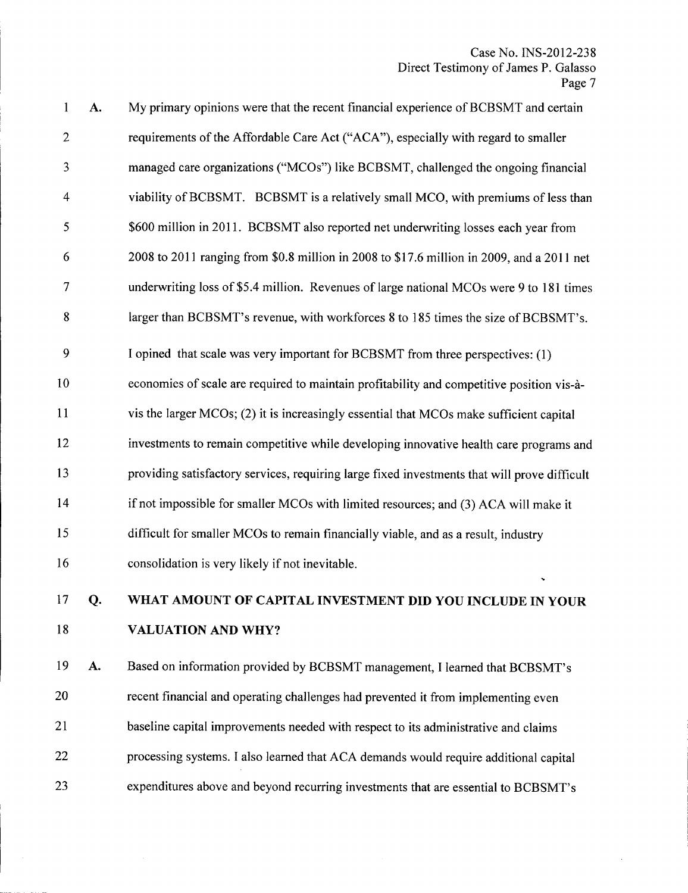**A.** My primary opinions were that the recent financial experience of BCBSMT and certain requirements of the Affordable Care Act ("ACA"), especially with regard to smaller managed care organizations ("MCOs") like BCBSMT, challenged the ongoing financial viability of BCBSMT. BCBSMT is a relatively small MCO, with premiums of less than $600 million in 2011. BCBSMT also reported net underwriting losses each year from 2008 to 2011 ranging from $0.8 million in 2008 to $17.6 million in 2009, and a 2011 net underwriting loss of $5.4 million. Revenues of large national MCOs were 9 to 181 times larger than BCBSMT's revenue, with workforces 8 to 185 times the size of BCBSMT's.

I opined that scale was very important for BCBSMT from three perspectives: (1) economies of scale are required to maintain profitability and competitive position vis-à-vis the larger MCOs; (2) it is increasingly essential that MCOs make sufficient capital investments to remain competitive while developing innovative health care programs and providing satisfactory services, requiring large fixed investments that will prove difficult if not impossible for smaller MCOs with limited resources; and (3) ACA will make it difficult for smaller MCOs to remain financially viable, and as a result, industry consolidation is very likely if not inevitable.

**Q. WHAT AMOUNT OF CAPITAL INVESTMENT DID YOU INCLUDE IN YOUR VALUATION AND WHY?**

**A.** Based on information provided by BCBSMT management, I learned that BCBSMT's recent financial and operating challenges had prevented it from implementing even baseline capital improvements needed with respect to its administrative and claims processing systems. I also learned that ACA demands would require additional capital expenditures above and beyond recurring investments that are essential to BCBSMT's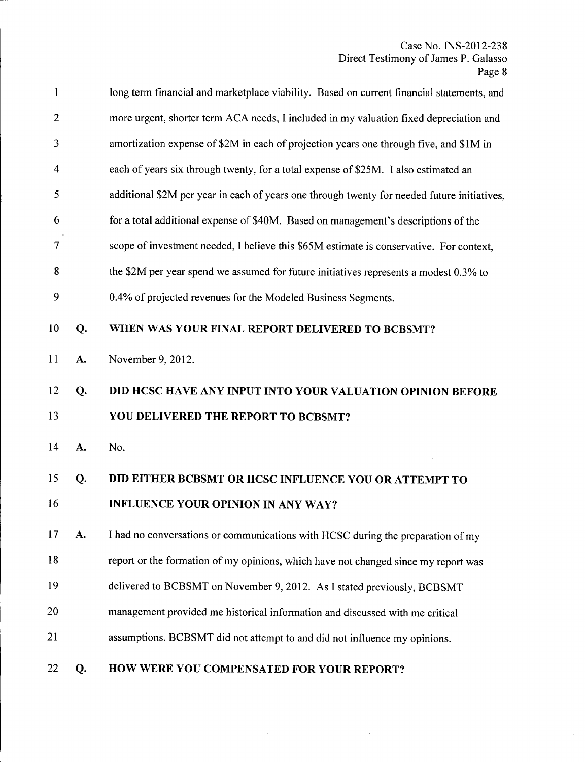long term financial and marketplace viability. Based on current financial statements, and more urgent, shorter term ACA needs, I included in my valuation fixed depreciation and amortization expense of $2M in each of projection years one through five, and $1M in each of years six through twenty, for a total expense of $25M. I also estimated an additional $2M per year in each of years one through twenty for needed future initiatives, for a total additional expense of $40M. Based on management's descriptions of the scope of investment needed, I believe this $65M estimate is conservative. For context, the $2M per year spend we assumed for future initiatives represents a modest 0.3% to 0.4% of projected revenues for the Modeled Business Segments.

**Q. WHEN WAS YOUR FINAL REPORT DELIVERED TO BCBSMT?**

**A.** November 9, 2012.

**Q. DID HCSC HAVE ANY INPUT INTO YOUR VALUATION OPINION BEFORE YOU DELIVERED THE REPORT TO BCBSMT?**

**A.** No.

**Q. DID EITHER BCBSMT OR HCSC INFLUENCE YOU OR ATTEMPT TO INFLUENCE YOUR OPINION IN ANY WAY?**

**A.** I had no conversations or communications with HCSC during the preparation of my report or the formation of my opinions, which have not changed since my report was delivered to BCBSMT on November 9, 2012. As I stated previously, BCBSMT management provided me historical information and discussed with me critical assumptions. BCBSMT did not attempt to and did not influence my opinions.

**Q. HOW WERE YOU COMPENSATED FOR YOUR REPORT?**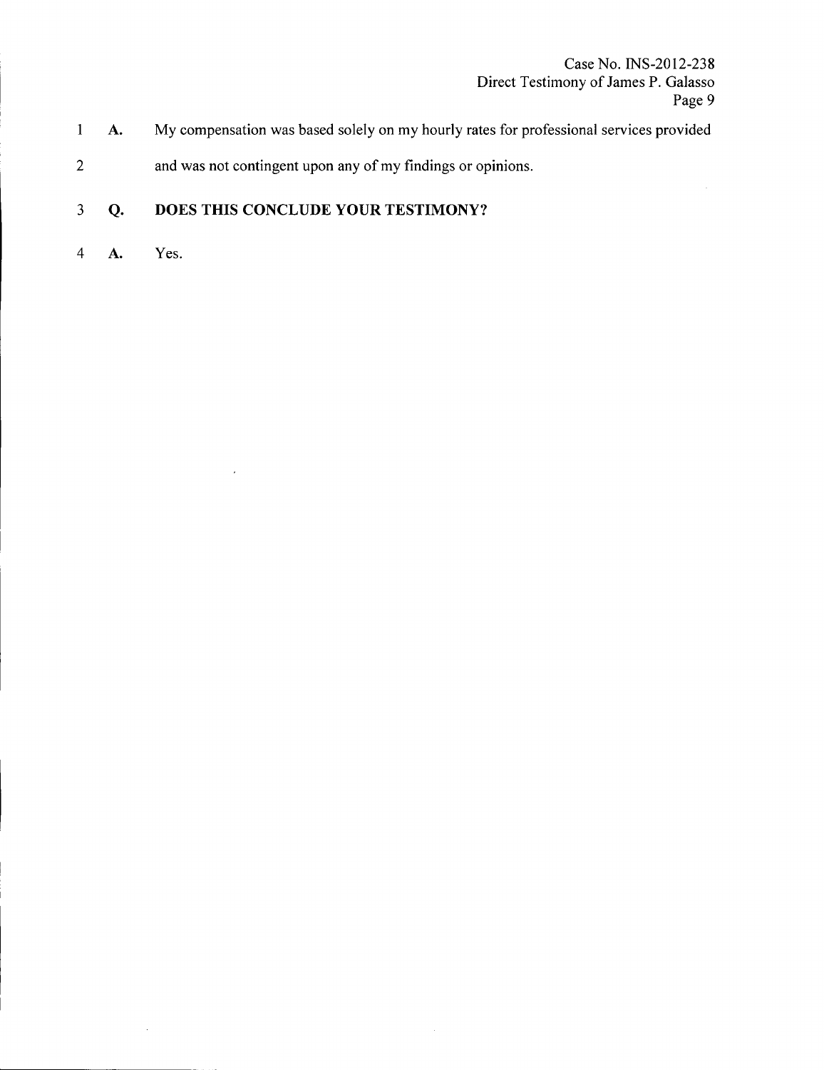**A.** My compensation was based solely on my hourly rates for professional services provided and was not contingent upon any of my findings or opinions.

**Q. DOES THIS CONCLUDE YOUR TESTIMONY?**

**A.** Yes.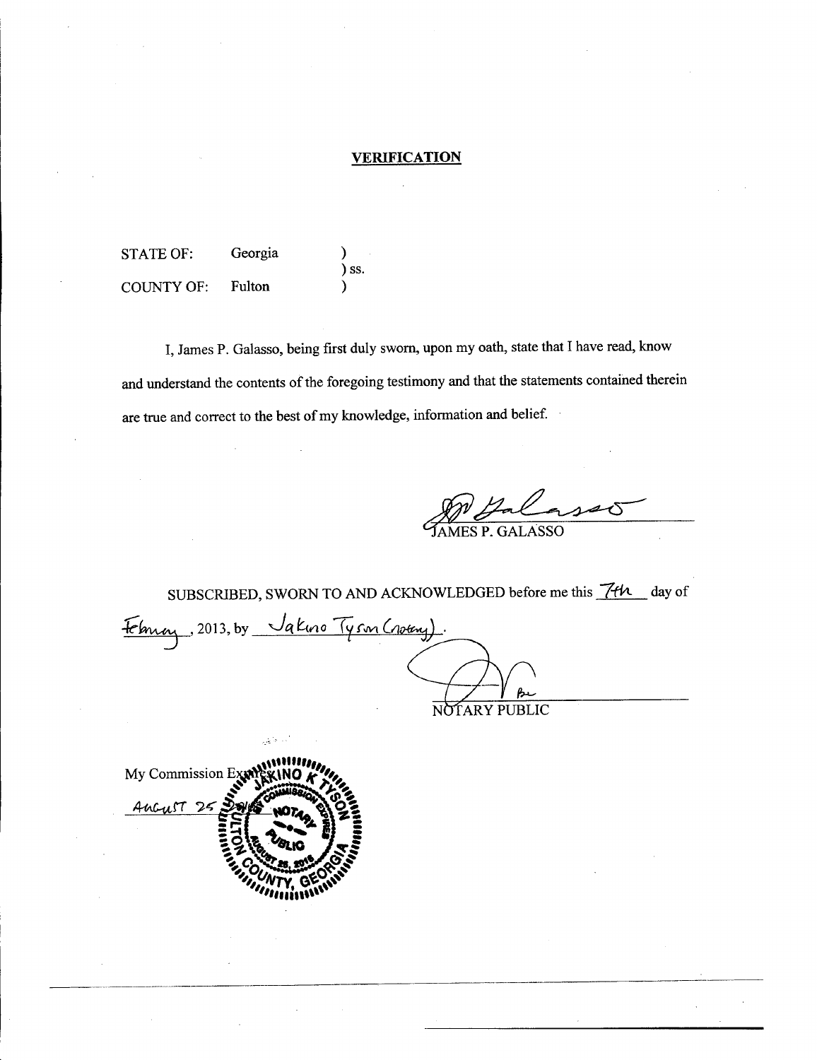# VERIFICATION

| | | |
|---|---|---|
| STATE OF: | Georgia | ) |
| | | ) ss. |
| COUNTY OF: | Fulton | ) |

I, James P. Galasso, being first duly sworn, upon my oath, state that I have read, know and understand the contents of the foregoing testimony and that the statements contained therein are true and correct to the best of my knowledge, information and belief.

JAMES P. GALASSO

SUBSCRIBED, SWORN TO AND ACKNOWLEDGED before me this 7th day of February, 2013, by Jakino Tyson (notary).

NOTARY PUBLIC

My Commission Expires:
August 25

JAKINO K TYSON
MY COMMISSION EXPIRES
NOTARY PUBLIC
AUGUST 25, 2015
FULTON COUNTY, GEORGIA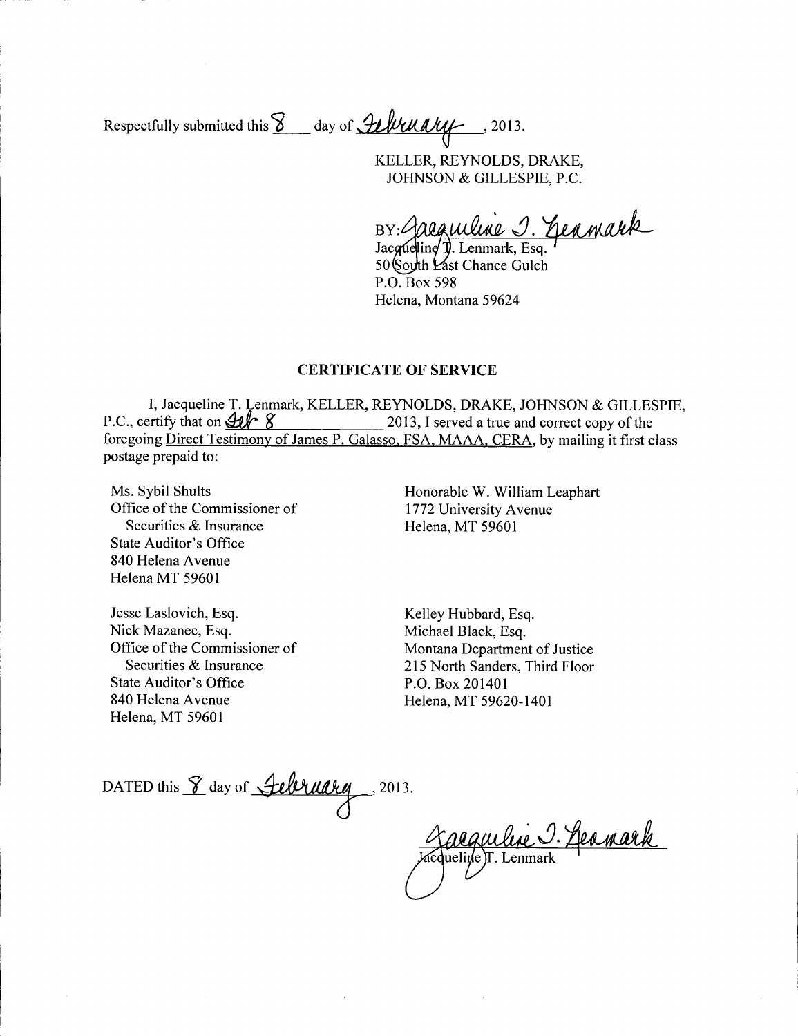Respectfully submitted this 8 day of February, 2013.

KELLER, REYNOLDS, DRAKE,
JOHNSON & GILLESPIE, P.C.

BY: Jacqueline T. Lenmark
Jacqueline T. Lenmark, Esq.
50 South Last Chance Gulch
P.O. Box 598
Helena, Montana 59624

## CERTIFICATE OF SERVICE

I, Jacqueline T. Lenmark, KELLER, REYNOLDS, DRAKE, JOHNSON & GILLESPIE, P.C., certify that on Feb 8 2013, I served a true and correct copy of the foregoing Direct Testimony of James P. Galasso, FSA, MAAA, CERA, by mailing it first class postage prepaid to:

Ms. Sybil Shults
Office of the Commissioner of
Securities & Insurance
State Auditor's Office
840 Helena Avenue
Helena MT 59601

Honorable W. William Leaphart
1772 University Avenue
Helena, MT 59601

Jesse Laslovich, Esq.
Nick Mazanec, Esq.
Office of the Commissioner of
Securities & Insurance
State Auditor's Office
840 Helena Avenue
Helena, MT 59601

Kelley Hubbard, Esq.
Michael Black, Esq.
Montana Department of Justice
215 North Sanders, Third Floor
P.O. Box 201401
Helena, MT 59620-1401

DATED this 8 day of February, 2013.

Jacqueline T. Lenmark
Jacqueline T. Lenmark